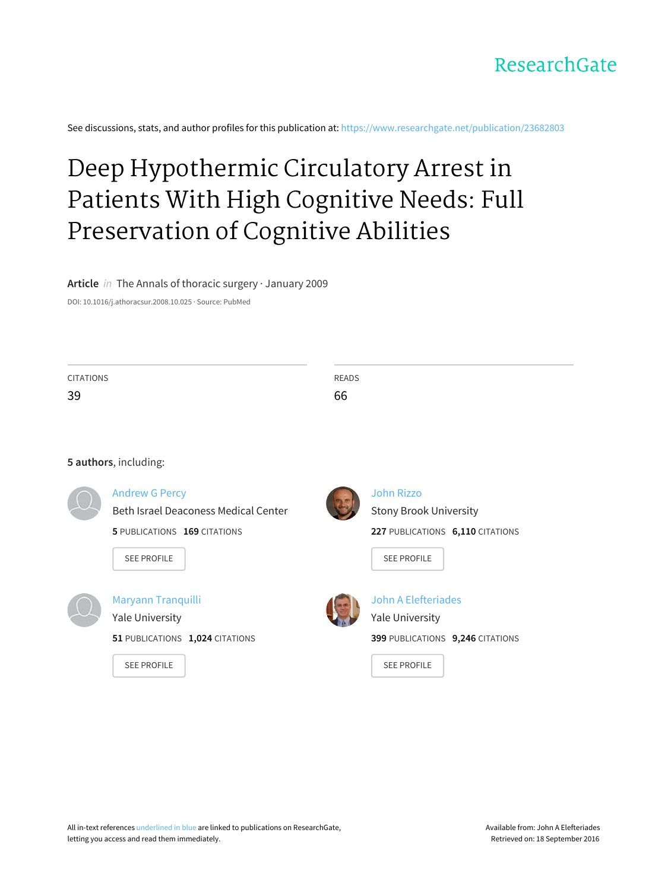ResearchGate

See discussions, stats, and author profiles for this publication at: https://www.researchgate.net/publication/23682803

# Deep Hypothermic Circulatory Arrest in Patients With High Cognitive Needs: Full Preservation of Cognitive Abilities

**Article** *in* The Annals of thoracic surgery · January 2009

DOI: 10.1016/j.athoracsur.2008.10.025 · Source: PubMed

| CITATIONS | READS |
|---|---|
| 39 | 66 |

**5 authors**, including:

**Andrew G Percy**
Beth Israel Deaconess Medical Center
**5** PUBLICATIONS **169** CITATIONS
SEE PROFILE

**John Rizzo**
Stony Brook University
**227** PUBLICATIONS **6,110** CITATIONS
SEE PROFILE

**Maryann Tranquilli**
Yale University
**51** PUBLICATIONS **1,024** CITATIONS
SEE PROFILE

**John A Elefteriades**
Yale University
**399** PUBLICATIONS **9,246** CITATIONS
SEE PROFILE

All in-text references underlined in blue are linked to publications on ResearchGate, letting you access and read them immediately.

Available from: John A Elefteriades
Retrieved on: 18 September 2016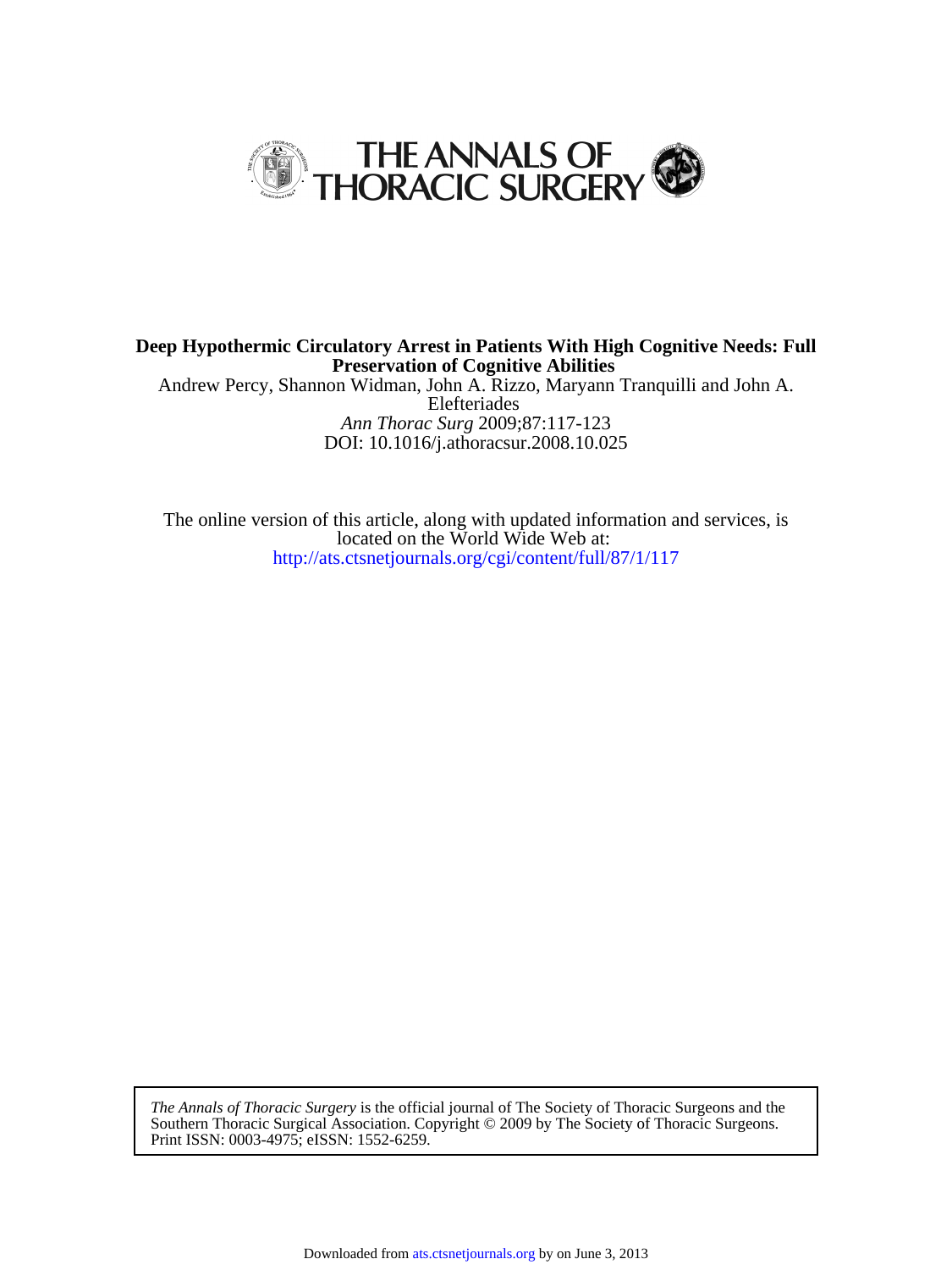**Deep Hypothermic Circulatory Arrest in Patients With High Cognitive Needs: Full Preservation of Cognitive Abilities**

Andrew Percy, Shannon Widman, John A. Rizzo, Maryann Tranquilli and John A. Elefteriades

*Ann Thorac Surg* 2009;87:117-123

DOI: 10.1016/j.athoracsur.2008.10.025

The online version of this article, along with updated information and services, is located on the World Wide Web at:

http://ats.ctsnetjournals.org/cgi/content/full/87/1/117

*The Annals of Thoracic Surgery* is the official journal of The Society of Thoracic Surgeons and the Southern Thoracic Surgical Association. Copyright © 2009 by The Society of Thoracic Surgeons. Print ISSN: 0003-4975; eISSN: 1552-6259.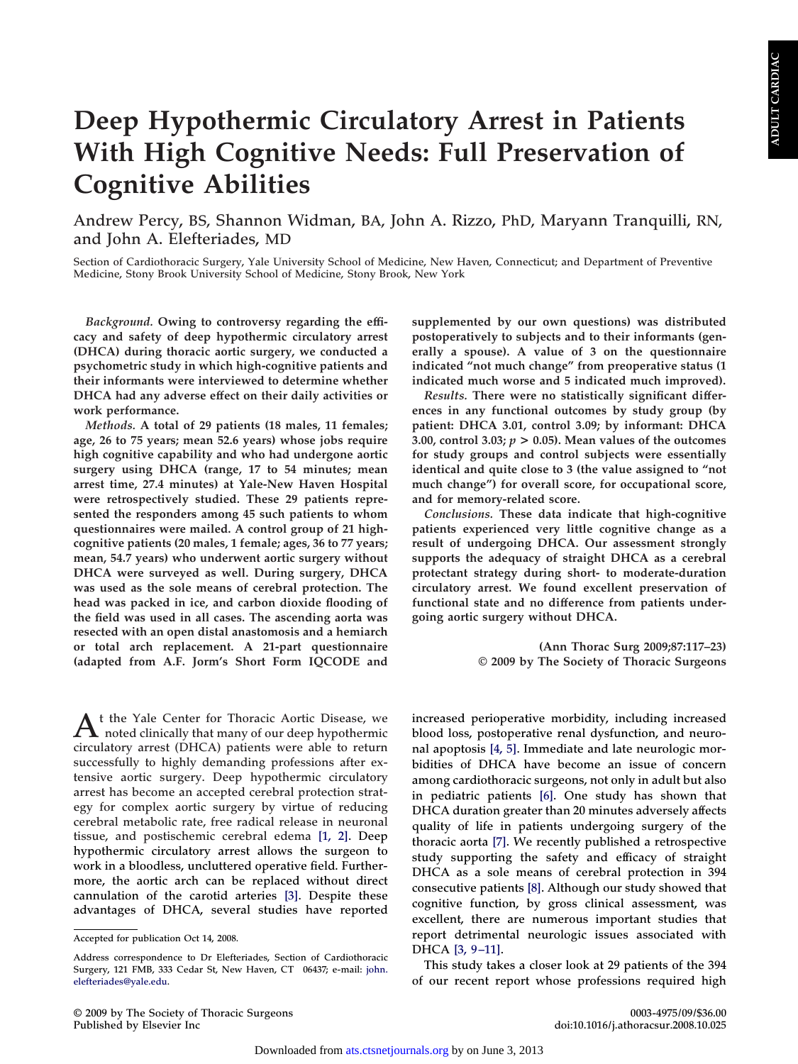# Deep Hypothermic Circulatory Arrest in Patients With High Cognitive Needs: Full Preservation of Cognitive Abilities

Andrew Percy, BS, Shannon Widman, BA, John A. Rizzo, PhD, Maryann Tranquilli, RN, and John A. Elefteriades, MD

Section of Cardiothoracic Surgery, Yale University School of Medicine, New Haven, Connecticut; and Department of Preventive Medicine, Stony Brook University School of Medicine, Stony Brook, New York

*Background.* **Owing to controversy regarding the efficacy and safety of deep hypothermic circulatory arrest (DHCA) during thoracic aortic surgery, we conducted a psychometric study in which high-cognitive patients and their informants were interviewed to determine whether DHCA had any adverse effect on their daily activities or work performance.**

*Methods.* **A total of 29 patients (18 males, 11 females; age, 26 to 75 years; mean 52.6 years) whose jobs require high cognitive capability and who had undergone aortic surgery using DHCA (range, 17 to 54 minutes; mean arrest time, 27.4 minutes) at Yale-New Haven Hospital were retrospectively studied. These 29 patients represented the responders among 45 such patients to whom questionnaires were mailed. A control group of 21 high-cognitive patients (20 males, 1 female; ages, 36 to 77 years; mean, 54.7 years) who underwent aortic surgery without DHCA were surveyed as well. During surgery, DHCA was used as the sole means of cerebral protection. The head was packed in ice, and carbon dioxide flooding of the field was used in all cases. The ascending aorta was resected with an open distal anastomosis and a hemiarch or total arch replacement. A 21-part questionnaire (adapted from A.F. Jorm's Short Form IQCODE and supplemented by our own questions) was distributed postoperatively to subjects and to their informants (generally a spouse). A value of 3 on the questionnaire indicated "not much change" from preoperative status (1 indicated much worse and 5 indicated much improved).**

*Results.* **There were no statistically significant differences in any functional outcomes by study group (by patient: DHCA 3.01, control 3.09; by informant: DHCA 3.00, control 3.03; $p > 0.05$). Mean values of the outcomes for study groups and control subjects were essentially identical and quite close to 3 (the value assigned to "not much change") for overall score, for occupational score, and for memory-related score.**

*Conclusions.* **These data indicate that high-cognitive patients experienced very little cognitive change as a result of undergoing DHCA. Our assessment strongly supports the adequacy of straight DHCA as a cerebral protectant strategy during short- to moderate-duration circulatory arrest. We found excellent preservation of functional state and no difference from patients undergoing aortic surgery without DHCA.**

**(Ann Thorac Surg 2009;87:117–23)**
**© 2009 by The Society of Thoracic Surgeons**

At the Yale Center for Thoracic Aortic Disease, we noted clinically that many of our deep hypothermic circulatory arrest (DHCA) patients were able to return successfully to highly demanding professions after extensive aortic surgery. Deep hypothermic circulatory arrest has become an accepted cerebral protection strategy for complex aortic surgery by virtue of reducing cerebral metabolic rate, free radical release in neuronal tissue, and postischemic cerebral edema [1, 2]. Deep hypothermic circulatory arrest allows the surgeon to work in a bloodless, uncluttered operative field. Furthermore, the aortic arch can be replaced without direct cannulation of the carotid arteries [3]. Despite these advantages of DHCA, several studies have reported increased perioperative morbidity, including increased blood loss, postoperative renal dysfunction, and neuronal apoptosis [4, 5]. Immediate and late neurologic morbidities of DHCA have become an issue of concern among cardiothoracic surgeons, not only in adult but also in pediatric patients [6]. One study has shown that DHCA duration greater than 20 minutes adversely affects quality of life in patients undergoing surgery of the thoracic aorta [7]. We recently published a retrospective study supporting the safety and efficacy of straight DHCA as a sole means of cerebral protection in 394 consecutive patients [8]. Although our study showed that cognitive function, by gross clinical assessment, was excellent, there are numerous important studies that report detrimental neurologic issues associated with DHCA [3, 9–11].

This study takes a closer look at 29 patients of the 394 of our recent report whose professions required high

Accepted for publication Oct 14, 2008.

Address correspondence to Dr Elefteriades, Section of Cardiothoracic Surgery, 121 FMB, 333 Cedar St, New Haven, CT 06437; e-mail: john.elefteriades@yale.edu.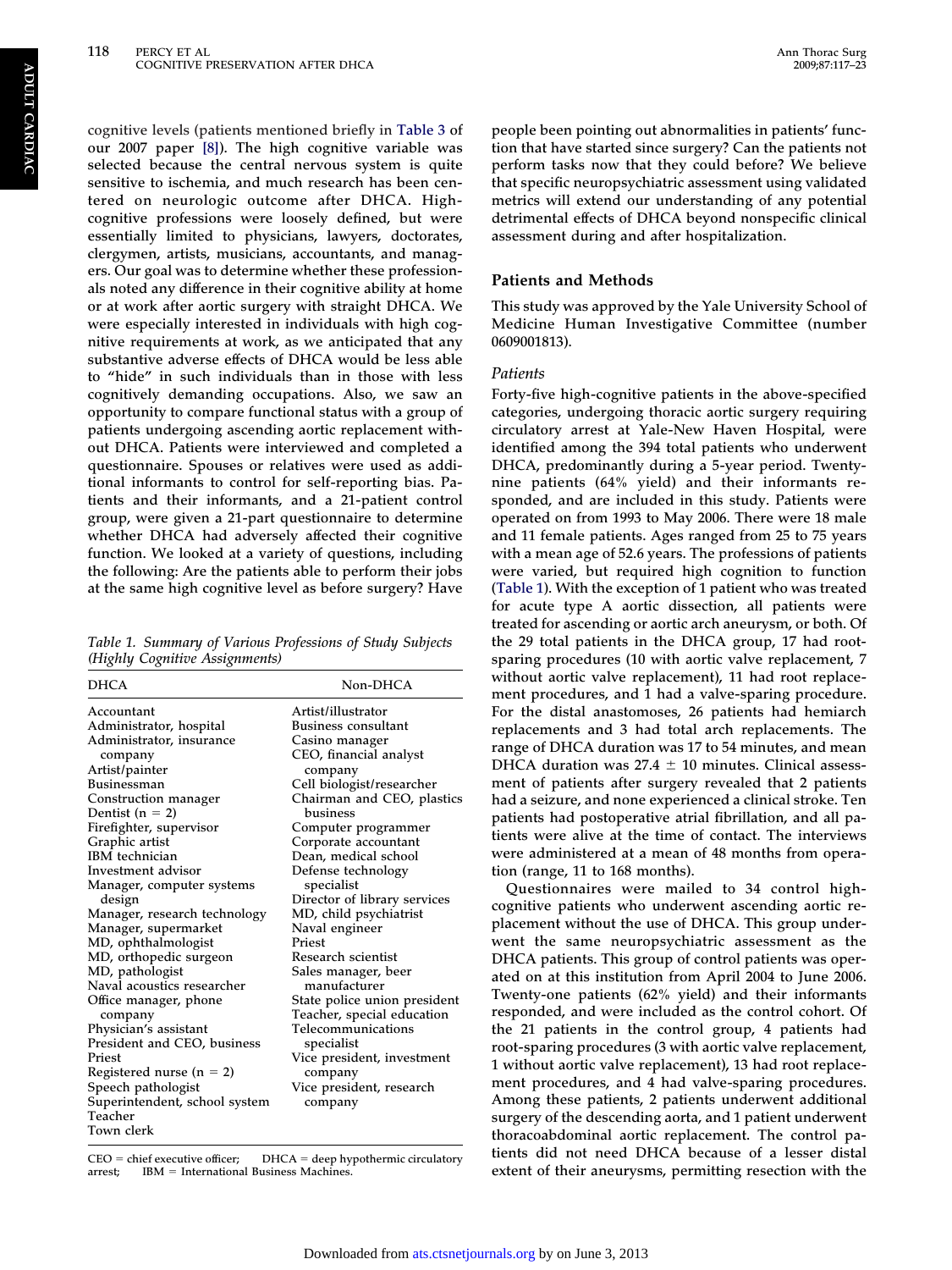cognitive levels (patients mentioned briefly in Table 3 of our 2007 paper [8]). The high cognitive variable was selected because the central nervous system is quite sensitive to ischemia, and much research has been centered on neurologic outcome after DHCA. High-cognitive professions were loosely defined, but were essentially limited to physicians, lawyers, doctorates, clergymen, artists, musicians, accountants, and managers. Our goal was to determine whether these professionals noted any difference in their cognitive ability at home or at work after aortic surgery with straight DHCA. We were especially interested in individuals with high cognitive requirements at work, as we anticipated that any substantive adverse effects of DHCA would be less able to "hide" in such individuals than in those with less cognitively demanding occupations. Also, we saw an opportunity to compare functional status with a group of patients undergoing ascending aortic replacement without DHCA. Patients were interviewed and completed a questionnaire. Spouses or relatives were used as additional informants to control for self-reporting bias. Patients and their informants, and a 21-patient control group, were given a 21-part questionnaire to determine whether DHCA had adversely affected their cognitive function. We looked at a variety of questions, including the following: Are the patients able to perform their jobs at the same high cognitive level as before surgery? Have people been pointing out abnormalities in patients' function that have started since surgery? Can the patients not perform tasks now that they could before? We believe that specific neuropsychiatric assessment using validated metrics will extend our understanding of any potential detrimental effects of DHCA beyond nonspecific clinical assessment during and after hospitalization.

*Table 1. Summary of Various Professions of Study Subjects (Highly Cognitive Assignments)*

| DHCA | Non-DHCA |
|---|---|
| Accountant | Artist/illustrator |
| Administrator, hospital | Business consultant |
| Administrator, insurance company | Casino manager |
| Artist/painter | CEO, financial analyst company |
| Businessman | Cell biologist/researcher |
| Construction manager | Chairman and CEO, plastics business |
| Dentist (n = 2) | Computer programmer |
| Firefighter, supervisor | Corporate accountant |
| Graphic artist | Dean, medical school |
| IBM technician | Defense technology specialist |
| Investment advisor | Director of library services |
| Manager, computer systems design | MD, child psychiatrist |
| Manager, research technology | Naval engineer |
| Manager, supermarket | Priest |
| MD, ophthalmologist | Research scientist |
| MD, orthopedic surgeon | Sales manager, beer manufacturer |
| MD, pathologist | State police union president |
| Naval acoustics researcher | Teacher, special education |
| Office manager, phone company | Telecommunications specialist |
| Physician's assistant | Vice president, investment company |
| President and CEO, business | Vice president, research company |
| Priest | |
| Registered nurse (n = 2) | |
| Speech pathologist | |
| Superintendent, school system | |
| Teacher | |
| Town clerk | |

CEO = chief executive officer; DHCA = deep hypothermic circulatory arrest; IBM = International Business Machines.

## Patients and Methods

This study was approved by the Yale University School of Medicine Human Investigative Committee (number 0609001813).

### Patients

Forty-five high-cognitive patients in the above-specified categories, undergoing thoracic aortic surgery requiring circulatory arrest at Yale-New Haven Hospital, were identified among the 394 total patients who underwent DHCA, predominantly during a 5-year period. Twenty-nine patients (64% yield) and their informants responded, and are included in this study. Patients were operated on from 1993 to May 2006. There were 18 male and 11 female patients. Ages ranged from 25 to 75 years with a mean age of 52.6 years. The professions of patients were varied, but required high cognition to function (Table 1). With the exception of 1 patient who was treated for acute type A aortic dissection, all patients were treated for ascending or aortic arch aneurysm, or both. Of the 29 total patients in the DHCA group, 17 had root-sparing procedures (10 with aortic valve replacement, 7 without aortic valve replacement), 11 had root replacement procedures, and 1 had a valve-sparing procedure. For the distal anastomoses, 26 patients had hemiarch replacements and 3 had total arch replacements. The range of DHCA duration was 17 to 54 minutes, and mean DHCA duration was 27.4 ± 10 minutes. Clinical assessment of patients after surgery revealed that 2 patients had a seizure, and none experienced a clinical stroke. Ten patients had postoperative atrial fibrillation, and all patients were alive at the time of contact. The interviews were administered at a mean of 48 months from operation (range, 11 to 168 months).

Questionnaires were mailed to 34 control high-cognitive patients who underwent ascending aortic replacement without the use of DHCA. This group underwent the same neuropsychiatric assessment as the DHCA patients. This group of control patients was operated on at this institution from April 2004 to June 2006. Twenty-one patients (62% yield) and their informants responded, and were included as the control cohort. Of the 21 patients in the control group, 4 patients had root-sparing procedures (3 with aortic valve replacement, 1 without aortic valve replacement), 13 had root replacement procedures, and 4 had valve-sparing procedures. Among these patients, 2 patients underwent additional surgery of the descending aorta, and 1 patient underwent thoracoabdominal aortic replacement. The control patients did not need DHCA because of a lesser distal extent of their aneurysms, permitting resection with the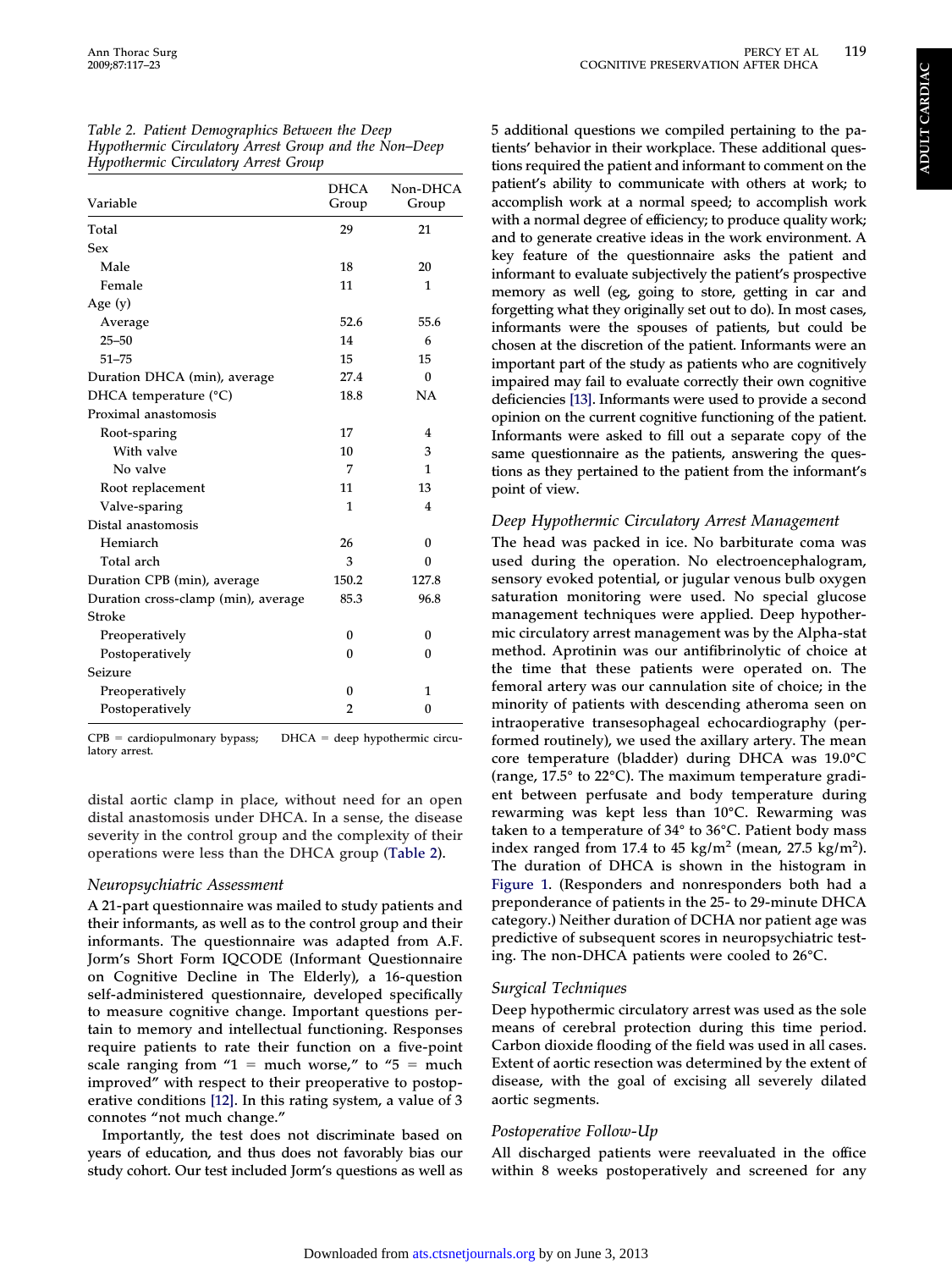Table 2. Patient Demographics Between the Deep Hypothermic Circulatory Arrest Group and the Non–Deep Hypothermic Circulatory Arrest Group

| Variable | DHCA Group | Non-DHCA Group |
|---|---|---|
| Total | 29 | 21 |
| Sex | | |
| Male | 18 | 20 |
| Female | 11 | 1 |
| Age (y) | | |
| Average | 52.6 | 55.6 |
| 25–50 | 14 | 6 |
| 51–75 | 15 | 15 |
| Duration DHCA (min), average | 27.4 | 0 |
| DHCA temperature (°C) | 18.8 | NA |
| Proximal anastomosis | | |
| Root-sparing | 17 | 4 |
| With valve | 10 | 3 |
| No valve | 7 | 1 |
| Root replacement | 11 | 13 |
| Valve-sparing | 1 | 4 |
| Distal anastomosis | | |
| Hemiarch | 26 | 0 |
| Total arch | 3 | 0 |
| Duration CPB (min), average | 150.2 | 127.8 |
| Duration cross-clamp (min), average | 85.3 | 96.8 |
| Stroke | | |
| Preoperatively | 0 | 0 |
| Postoperatively | 0 | 0 |
| Seizure | | |
| Preoperatively | 0 | 1 |
| Postoperatively | 2 | 0 |

CPB = cardiopulmonary bypass; DHCA = deep hypothermic circulatory arrest.

distal aortic clamp in place, without need for an open distal anastomosis under DHCA. In a sense, the disease severity in the control group and the complexity of their operations were less than the DHCA group (Table 2).

### Neuropsychiatric Assessment

A 21-part questionnaire was mailed to study patients and their informants, as well as to the control group and their informants. The questionnaire was adapted from A.F. Jorm's Short Form IQCODE (Informant Questionnaire on Cognitive Decline in The Elderly), a 16-question self-administered questionnaire, developed specifically to measure cognitive change. Important questions pertain to memory and intellectual functioning. Responses require patients to rate their function on a five-point scale ranging from "1 = much worse," to "5 = much improved" with respect to their preoperative to postoperative conditions [12]. In this rating system, a value of 3 connotes "not much change."

Importantly, the test does not discriminate based on years of education, and thus does not favorably bias our study cohort. Our test included Jorm's questions as well as 5 additional questions we compiled pertaining to the patients' behavior in their workplace. These additional questions required the patient and informant to comment on the patient's ability to communicate with others at work; to accomplish work at a normal speed; to accomplish work with a normal degree of efficiency; to produce quality work; and to generate creative ideas in the work environment. A key feature of the questionnaire asks the patient and informant to evaluate subjectively the patient's prospective memory as well (eg, going to store, getting in car and forgetting what they originally set out to do). In most cases, informants were the spouses of patients, but could be chosen at the discretion of the patient. Informants were an important part of the study as patients who are cognitively impaired may fail to evaluate correctly their own cognitive deficiencies [13]. Informants were used to provide a second opinion on the current cognitive functioning of the patient. Informants were asked to fill out a separate copy of the same questionnaire as the patients, answering the questions as they pertained to the patient from the informant's point of view.

### Deep Hypothermic Circulatory Arrest Management

The head was packed in ice. No barbiturate coma was used during the operation. No electroencephalogram, sensory evoked potential, or jugular venous bulb oxygen saturation monitoring were used. No special glucose management techniques were applied. Deep hypothermic circulatory arrest management was by the Alpha-stat method. Aprotinin was our antifibrinolytic of choice at the time that these patients were operated on. The femoral artery was our cannulation site of choice; in the minority of patients with descending atheroma seen on intraoperative transesophageal echocardiography (performed routinely), we used the axillary artery. The mean core temperature (bladder) during DHCA was 19.0°C (range, 17.5° to 22°C). The maximum temperature gradient between perfusate and body temperature during rewarming was kept less than 10°C. Rewarming was taken to a temperature of 34° to 36°C. Patient body mass index ranged from 17.4 to 45 kg/m$^2$ (mean, 27.5 kg/m$^2$). The duration of DHCA is shown in the histogram in Figure 1. (Responders and nonresponders both had a preponderance of patients in the 25- to 29-minute DHCA category.) Neither duration of DCHA nor patient age was predictive of subsequent scores in neuropsychiatric testing. The non-DHCA patients were cooled to 26°C.

### Surgical Techniques

Deep hypothermic circulatory arrest was used as the sole means of cerebral protection during this time period. Carbon dioxide flooding of the field was used in all cases. Extent of aortic resection was determined by the extent of disease, with the goal of excising all severely dilated aortic segments.

### Postoperative Follow-Up

All discharged patients were reevaluated in the office within 8 weeks postoperatively and screened for any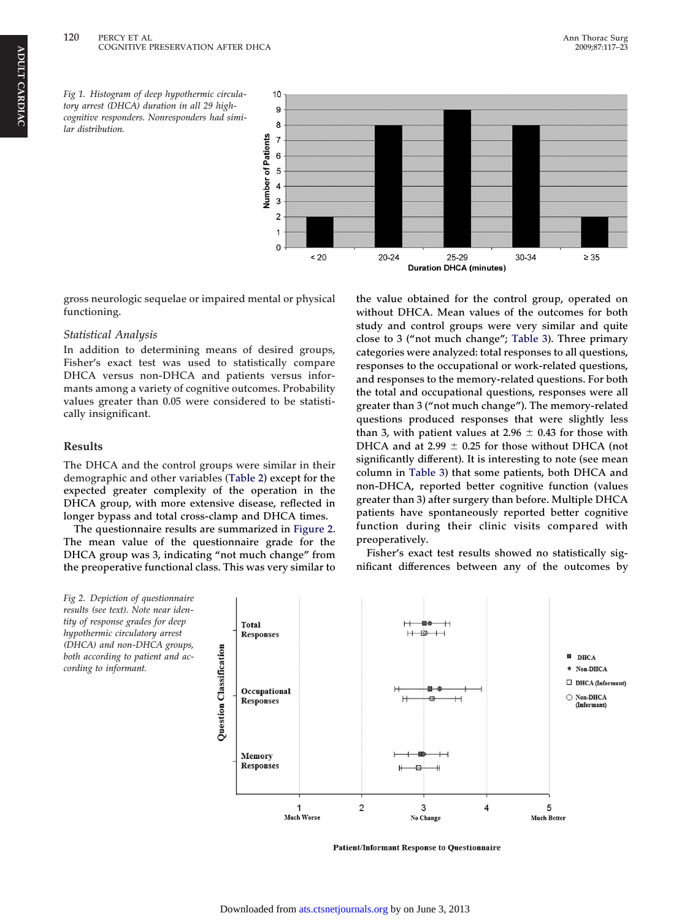Fig 1. Histogram of deep hypothermic circulatory arrest (DHCA) duration in all 29 high-cognitive responders. Nonresponders had similar distribution.

gross neurologic sequelae or impaired mental or physical functioning.

*Statistical Analysis*

In addition to determining means of desired groups, Fisher's exact test was used to statistically compare DHCA versus non-DHCA and patients versus informants among a variety of cognitive outcomes. Probability values greater than 0.05 were considered to be statistically insignificant.

## Results

The DHCA and the control groups were similar in their demographic and other variables (Table 2) except for the expected greater complexity of the operation in the DHCA group, with more extensive disease, reflected in longer bypass and total cross-clamp and DHCA times.

The questionnaire results are summarized in Figure 2. The mean value of the questionnaire grade for the DHCA group was 3, indicating "not much change" from the preoperative functional class. This was very similar to the value obtained for the control group, operated on without DHCA. Mean values of the outcomes for both study and control groups were very similar and quite close to 3 ("not much change"; Table 3). Three primary categories were analyzed: total responses to all questions, responses to the occupational or work-related questions, and responses to the memory-related questions. For both the total and occupational questions, responses were all greater than 3 ("not much change"). The memory-related questions produced responses that were slightly less than 3, with patient values at $2.96 \pm 0.43$ for those with DHCA and at $2.99 \pm 0.25$ for those without DHCA (not significantly different). It is interesting to note (see mean column in Table 3) that some patients, both DHCA and non-DHCA, reported better cognitive function (values greater than 3) after surgery than before. Multiple DHCA patients have spontaneously reported better cognitive function during their clinic visits compared with preoperatively.

Fisher's exact test results showed no statistically significant differences between any of the outcomes by

Fig 2. Depiction of questionnaire results (see text). Note near identity of response grades for deep hypothermic circulatory arrest (DHCA) and non-DHCA groups, both according to patient and according to informant.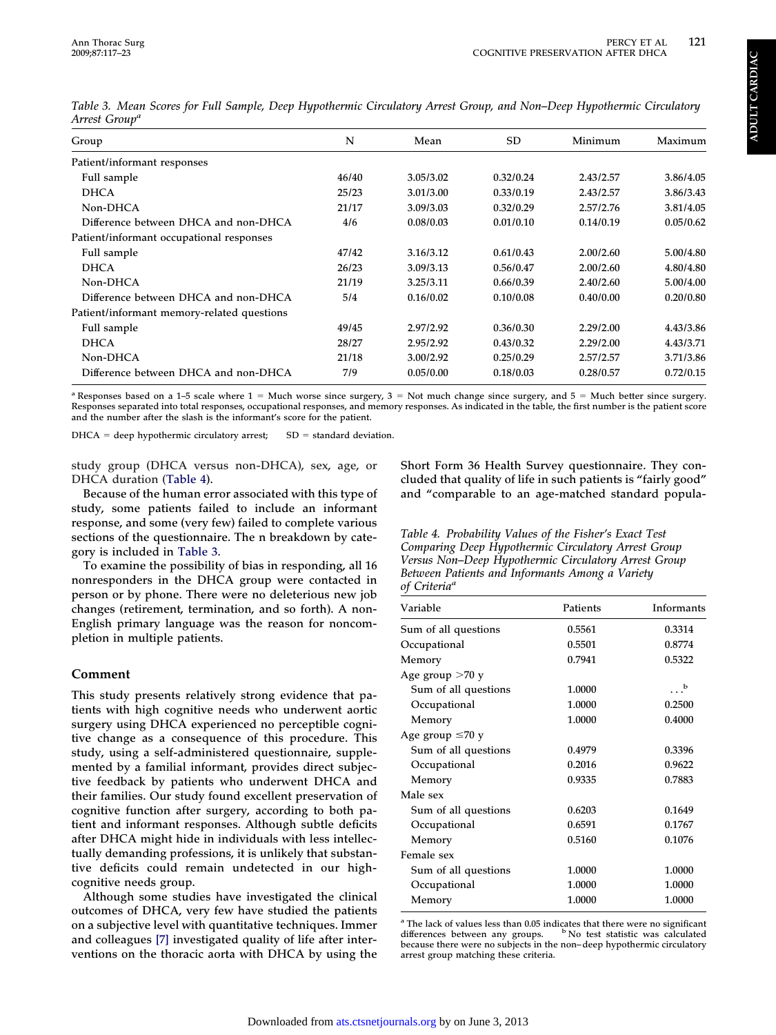Table 3. Mean Scores for Full Sample, Deep Hypothermic Circulatory Arrest Group, and Non–Deep Hypothermic Circulatory Arrest Group[a]

| Group | N | Mean | SD | Minimum | Maximum |
|---|---|---|---|---|---|
| Patient/informant responses | | | | | |
| Full sample | 46/40 | 3.05/3.02 | 0.32/0.24 | 2.43/2.57 | 3.86/4.05 |
| DHCA | 25/23 | 3.01/3.00 | 0.33/0.19 | 2.43/2.57 | 3.86/3.43 |
| Non-DHCA | 21/17 | 3.09/3.03 | 0.32/0.29 | 2.57/2.76 | 3.81/4.05 |
| Difference between DHCA and non-DHCA | 4/6 | 0.08/0.03 | 0.01/0.10 | 0.14/0.19 | 0.05/0.62 |
| Patient/informant occupational responses | | | | | |
| Full sample | 47/42 | 3.16/3.12 | 0.61/0.43 | 2.00/2.60 | 5.00/4.80 |
| DHCA | 26/23 | 3.09/3.13 | 0.56/0.47 | 2.00/2.60 | 4.80/4.80 |
| Non-DHCA | 21/19 | 3.25/3.11 | 0.66/0.39 | 2.40/2.60 | 5.00/4.00 |
| Difference between DHCA and non-DHCA | 5/4 | 0.16/0.02 | 0.10/0.08 | 0.40/0.00 | 0.20/0.80 |
| Patient/informant memory-related questions | | | | | |
| Full sample | 49/45 | 2.97/2.92 | 0.36/0.30 | 2.29/2.00 | 4.43/3.86 |
| DHCA | 28/27 | 2.95/2.92 | 0.43/0.32 | 2.29/2.00 | 4.43/3.71 |
| Non-DHCA | 21/18 | 3.00/2.92 | 0.25/0.29 | 2.57/2.57 | 3.71/3.86 |
| Difference between DHCA and non-DHCA | 7/9 | 0.05/0.00 | 0.18/0.03 | 0.28/0.57 | 0.72/0.15 |

[a] Responses based on a 1–5 scale where 1 = Much worse since surgery, 3 = Not much change since surgery, and 5 = Much better since surgery. Responses separated into total responses, occupational responses, and memory responses. As indicated in the table, the first number is the patient score and the number after the slash is the informant's score for the patient.

DHCA = deep hypothermic circulatory arrest; SD = standard deviation.

study group (DHCA versus non-DHCA), sex, age, or DHCA duration (Table 4).

Because of the human error associated with this type of study, some patients failed to include an informant response, and some (very few) failed to complete various sections of the questionnaire. The n breakdown by category is included in Table 3.

To examine the possibility of bias in responding, all 16 nonresponders in the DHCA group were contacted in person or by phone. There were no deleterious new job changes (retirement, termination, and so forth). A non-English primary language was the reason for noncompletion in multiple patients.

## Comment

This study presents relatively strong evidence that patients with high cognitive needs who underwent aortic surgery using DHCA experienced no perceptible cognitive change as a consequence of this procedure. This study, using a self-administered questionnaire, supplemented by a familial informant, provides direct subjective feedback by patients who underwent DHCA and their families. Our study found excellent preservation of cognitive function after surgery, according to both patient and informant responses. Although subtle deficits after DHCA might hide in individuals with less intellectually demanding professions, it is unlikely that substantive deficits could remain undetected in our high-cognitive needs group.

Although some studies have investigated the clinical outcomes of DHCA, very few have studied the patients on a subjective level with quantitative techniques. Immer and colleagues [7] investigated quality of life after interventions on the thoracic aorta with DHCA by using the Short Form 36 Health Survey questionnaire. They concluded that quality of life in such patients is "fairly good" and "comparable to an age-matched standard popula-

Table 4. Probability Values of the Fisher's Exact Test Comparing Deep Hypothermic Circulatory Arrest Group Versus Non–Deep Hypothermic Circulatory Arrest Group Between Patients and Informants Among a Variety of Criteria[a]

| Variable | Patients | Informants |
|---|---|---|
| Sum of all questions | 0.5561 | 0.3314 |
| Occupational | 0.5501 | 0.8774 |
| Memory | 0.7941 | 0.5322 |
| Age group >70 y | | |
| Sum of all questions | 1.0000 | . . .[b] |
| Occupational | 1.0000 | 0.2500 |
| Memory | 1.0000 | 0.4000 |
| Age group ≤70 y | | |
| Sum of all questions | 0.4979 | 0.3396 |
| Occupational | 0.2016 | 0.9622 |
| Memory | 0.9335 | 0.7883 |
| Male sex | | |
| Sum of all questions | 0.6203 | 0.1649 |
| Occupational | 0.6591 | 0.1767 |
| Memory | 0.5160 | 0.1076 |
| Female sex | | |
| Sum of all questions | 1.0000 | 1.0000 |
| Occupational | 1.0000 | 1.0000 |
| Memory | 1.0000 | 1.0000 |

[a] The lack of values less than 0.05 indicates that there were no significant differences between any groups. [b] No test statistic was calculated because there were no subjects in the non–deep hypothermic circulatory arrest group matching these criteria.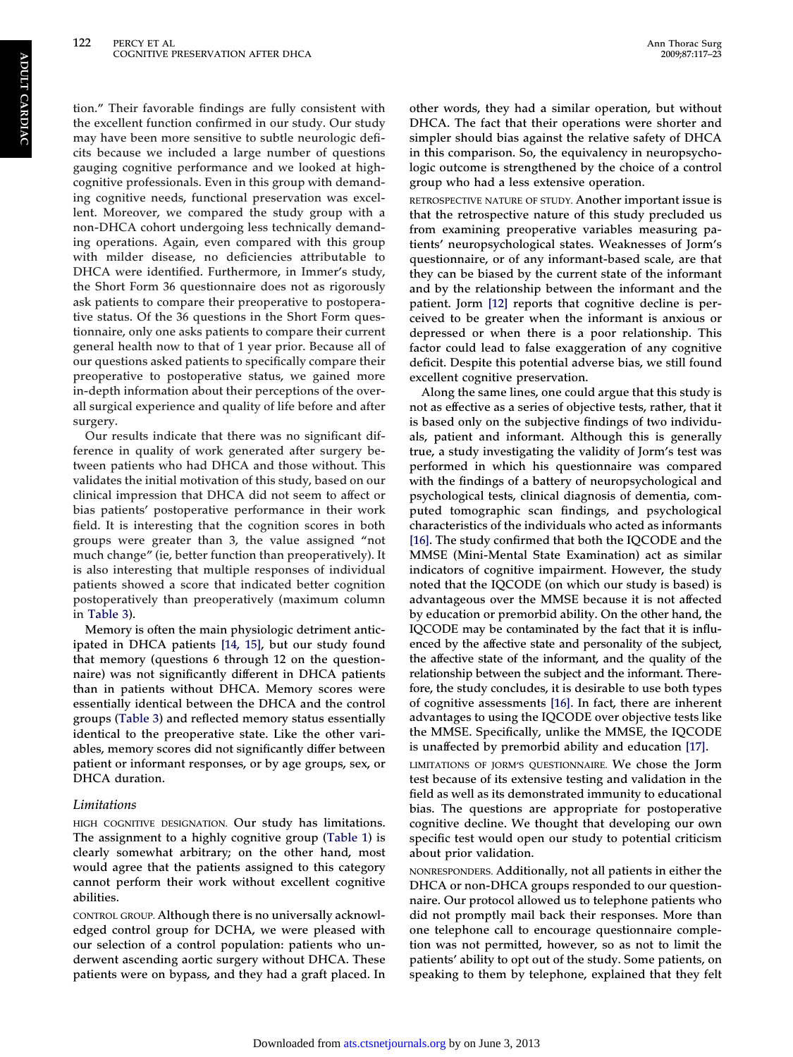tion." Their favorable findings are fully consistent with the excellent function confirmed in our study. Our study may have been more sensitive to subtle neurologic deficits because we included a large number of questions gauging cognitive performance and we looked at high-cognitive professionals. Even in this group with demanding cognitive needs, functional preservation was excellent. Moreover, we compared the study group with a non-DHCA cohort undergoing less technically demanding operations. Again, even compared with this group with milder disease, no deficiencies attributable to DHCA were identified. Furthermore, in Immer's study, the Short Form 36 questionnaire does not as rigorously ask patients to compare their preoperative to postoperative status. Of the 36 questions in the Short Form questionnaire, only one asks patients to compare their current general health now to that of 1 year prior. Because all of our questions asked patients to specifically compare their preoperative to postoperative status, we gained more in-depth information about their perceptions of the overall surgical experience and quality of life before and after surgery.

Our results indicate that there was no significant difference in quality of work generated after surgery between patients who had DHCA and those without. This validates the initial motivation of this study, based on our clinical impression that DHCA did not seem to affect or bias patients' postoperative performance in their work field. It is interesting that the cognition scores in both groups were greater than 3, the value assigned "not much change" (ie, better function than preoperatively). It is also interesting that multiple responses of individual patients showed a score that indicated better cognition postoperatively than preoperatively (maximum column in Table 3).

Memory is often the main physiologic detriment anticipated in DHCA patients [14, 15], but our study found that memory (questions 6 through 12 on the questionnaire) was not significantly different in DHCA patients than in patients without DHCA. Memory scores were essentially identical between the DHCA and the control groups (Table 3) and reflected memory status essentially identical to the preoperative state. Like the other variables, memory scores did not significantly differ between patient or informant responses, or by age groups, sex, or DHCA duration.

### Limitations

HIGH COGNITIVE DESIGNATION. Our study has limitations. The assignment to a highly cognitive group (Table 1) is clearly somewhat arbitrary; on the other hand, most would agree that the patients assigned to this category cannot perform their work without excellent cognitive abilities.

CONTROL GROUP. Although there is no universally acknowledged control group for DCHA, we were pleased with our selection of a control population: patients who underwent ascending aortic surgery without DHCA. These patients were on bypass, and they had a graft placed. In other words, they had a similar operation, but without DHCA. The fact that their operations were shorter and simpler should bias against the relative safety of DHCA in this comparison. So, the equivalency in neuropsychologic outcome is strengthened by the choice of a control group who had a less extensive operation.

RETROSPECTIVE NATURE OF STUDY. Another important issue is that the retrospective nature of this study precluded us from examining preoperative variables measuring patients' neuropsychological states. Weaknesses of Jorm's questionnaire, or of any informant-based scale, are that they can be biased by the current state of the informant and by the relationship between the informant and the patient. Jorm [12] reports that cognitive decline is perceived to be greater when the informant is anxious or depressed or when there is a poor relationship. This factor could lead to false exaggeration of any cognitive deficit. Despite this potential adverse bias, we still found excellent cognitive preservation.

Along the same lines, one could argue that this study is not as effective as a series of objective tests, rather, that it is based only on the subjective findings of two individuals, patient and informant. Although this is generally true, a study investigating the validity of Jorm's test was performed in which his questionnaire was compared with the findings of a battery of neuropsychological and psychological tests, clinical diagnosis of dementia, computed tomographic scan findings, and psychological characteristics of the individuals who acted as informants [16]. The study confirmed that both the IQCODE and the MMSE (Mini-Mental State Examination) act as similar indicators of cognitive impairment. However, the study noted that the IQCODE (on which our study is based) is advantageous over the MMSE because it is not affected by education or premorbid ability. On the other hand, the IQCODE may be contaminated by the fact that it is influenced by the affective state and personality of the subject, the affective state of the informant, and the quality of the relationship between the subject and the informant. Therefore, the study concludes, it is desirable to use both types of cognitive assessments [16]. In fact, there are inherent advantages to using the IQCODE over objective tests like the MMSE. Specifically, unlike the MMSE, the IQCODE is unaffected by premorbid ability and education [17].

LIMITATIONS OF JORM'S QUESTIONNAIRE. We chose the Jorm test because of its extensive testing and validation in the field as well as its demonstrated immunity to educational bias. The questions are appropriate for postoperative cognitive decline. We thought that developing our own specific test would open our study to potential criticism about prior validation.

NONRESPONDERS. Additionally, not all patients in either the DHCA or non-DHCA groups responded to our questionnaire. Our protocol allowed us to telephone patients who did not promptly mail back their responses. More than one telephone call to encourage questionnaire completion was not permitted, however, so as not to limit the patients' ability to opt out of the study. Some patients, on speaking to them by telephone, explained that they felt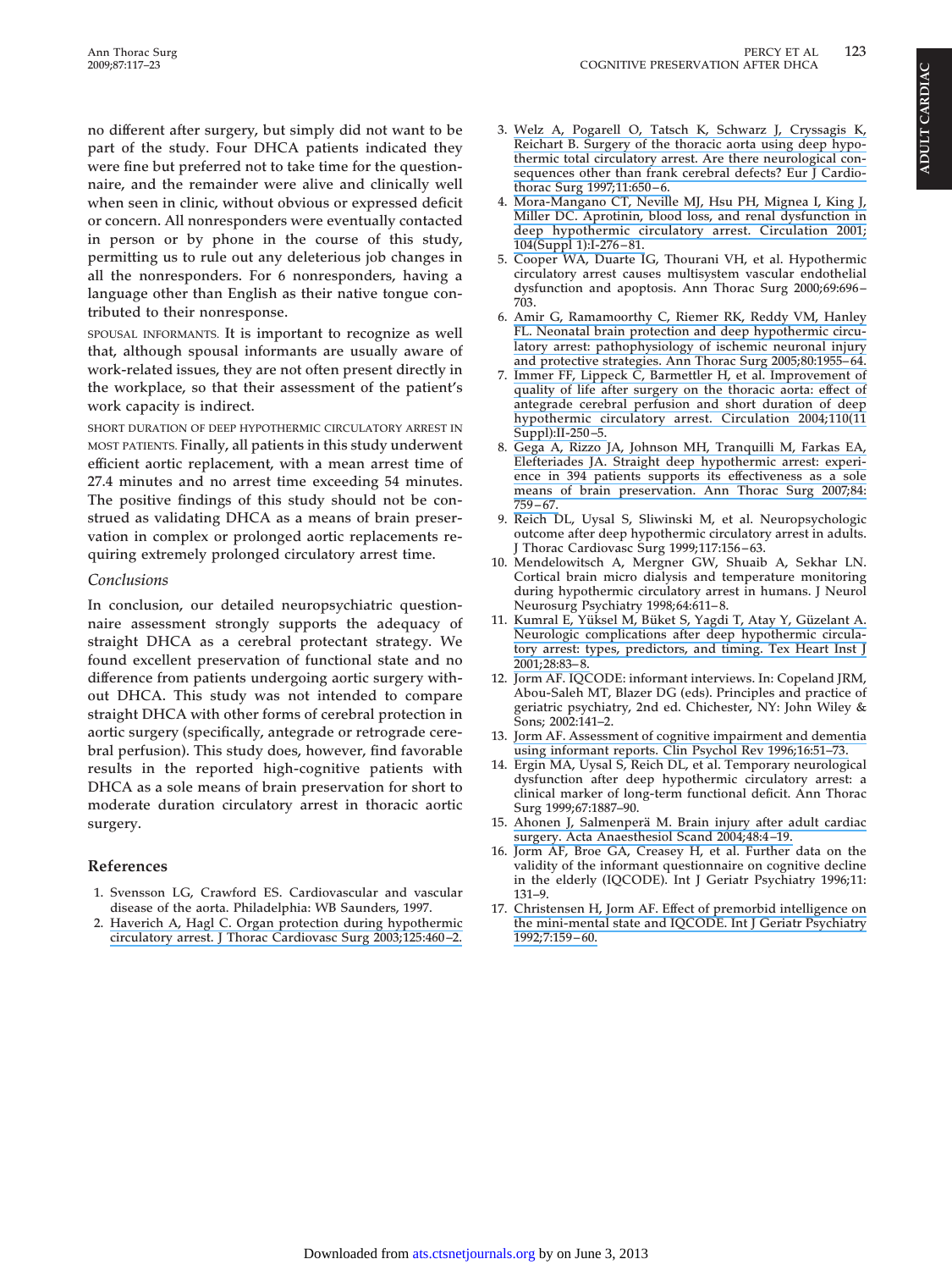no different after surgery, but simply did not want to be part of the study. Four DHCA patients indicated they were fine but preferred not to take time for the questionnaire, and the remainder were alive and clinically well when seen in clinic, without obvious or expressed deficit or concern. All nonresponders were eventually contacted in person or by phone in the course of this study, permitting us to rule out any deleterious job changes in all the nonresponders. For 6 nonresponders, having a language other than English as their native tongue contributed to their nonresponse.

SPOUSAL INFORMANTS. It is important to recognize as well that, although spousal informants are usually aware of work-related issues, they are not often present directly in the workplace, so that their assessment of the patient's work capacity is indirect.

SHORT DURATION OF DEEP HYPOTHERMIC CIRCULATORY ARREST IN MOST PATIENTS. Finally, all patients in this study underwent efficient aortic replacement, with a mean arrest time of 27.4 minutes and no arrest time exceeding 54 minutes. The positive findings of this study should not be construed as validating DHCA as a means of brain preservation in complex or prolonged aortic replacements requiring extremely prolonged circulatory arrest time.

### Conclusions

In conclusion, our detailed neuropsychiatric questionnaire assessment strongly supports the adequacy of straight DHCA as a cerebral protectant strategy. We found excellent preservation of functional state and no difference from patients undergoing aortic surgery without DHCA. This study was not intended to compare straight DHCA with other forms of cerebral protection in aortic surgery (specifically, antegrade or retrograde cerebral perfusion). This study does, however, find favorable results in the reported high-cognitive patients with DHCA as a sole means of brain preservation for short to moderate duration circulatory arrest in thoracic aortic surgery.

## References

1. Svensson LG, Crawford ES. Cardiovascular and vascular disease of the aorta. Philadelphia: WB Saunders, 1997.
2. Haverich A, Hagl C. Organ protection during hypothermic circulatory arrest. J Thorac Cardiovasc Surg 2003;125:460–2.
3. Welz A, Pogarell O, Tatsch K, Schwarz J, Cryssagis K, Reichart B. Surgery of the thoracic aorta using deep hypothermic total circulatory arrest. Are there neurological consequences other than frank cerebral defects? Eur J Cardiothorac Surg 1997;11:650–6.
4. Mora-Mangano CT, Neville MJ, Hsu PH, Mignea I, King J, Miller DC. Aprotinin, blood loss, and renal dysfunction in deep hypothermic circulatory arrest. Circulation 2001; 104(Suppl 1):I-276–81.
5. Cooper WA, Duarte IG, Thourani VH, et al. Hypothermic circulatory arrest causes multisystem vascular endothelial dysfunction and apoptosis. Ann Thorac Surg 2000;69:696–703.
6. Amir G, Ramamoorthy C, Riemer RK, Reddy VM, Hanley FL. Neonatal brain protection and deep hypothermic circulatory arrest: pathophysiology of ischemic neuronal injury and protective strategies. Ann Thorac Surg 2005;80:1955–64.
7. Immer FF, Lippeck C, Barmettler H, et al. Improvement of quality of life after surgery on the thoracic aorta: effect of antegrade cerebral perfusion and short duration of deep hypothermic circulatory arrest. Circulation 2004;110(11 Suppl):II-250–5.
8. Gega A, Rizzo JA, Johnson MH, Tranquilli M, Farkas EA, Elefteriades JA. Straight deep hypothermic arrest: experience in 394 patients supports its effectiveness as a sole means of brain preservation. Ann Thorac Surg 2007;84: 759–67.
9. Reich DL, Uysal S, Sliwinski M, et al. Neuropsychologic outcome after deep hypothermic circulatory arrest in adults. J Thorac Cardiovasc Surg 1999;117:156–63.
10. Mendelowitsch A, Mergner GW, Shuaib A, Sekhar LN. Cortical brain micro dialysis and temperature monitoring during hypothermic circulatory arrest in humans. J Neurol Neurosurg Psychiatry 1998;64:611–8.
11. Kumral E, Yüksel M, Büket S, Yagdi T, Atay Y, Güzelant A. Neurologic complications after deep hypothermic circulatory arrest: types, predictors, and timing. Tex Heart Inst J 2001;28:83–8.
12. Jorm AF. IQCODE: informant interviews. In: Copeland JRM, Abou-Saleh MT, Blazer DG (eds). Principles and practice of geriatric psychiatry, 2nd ed. Chichester, NY: John Wiley & Sons; 2002:141–2.
13. Jorm AF. Assessment of cognitive impairment and dementia using informant reports. Clin Psychol Rev 1996;16:51–73.
14. Ergin MA, Uysal S, Reich DL, et al. Temporary neurological dysfunction after deep hypothermic circulatory arrest: a clinical marker of long-term functional deficit. Ann Thorac Surg 1999;67:1887–90.
15. Ahonen J, Salmenperä M. Brain injury after adult cardiac surgery. Acta Anaesthesiol Scand 2004;48:4–19.
16. Jorm AF, Broe GA, Creasey H, et al. Further data on the validity of the informant questionnaire on cognitive decline in the elderly (IQCODE). Int J Geriatr Psychiatry 1996;11: 131–9.
17. Christensen H, Jorm AF. Effect of premorbid intelligence on the mini-mental state and IQCODE. Int J Geriatr Psychiatry 1992;7:159–60.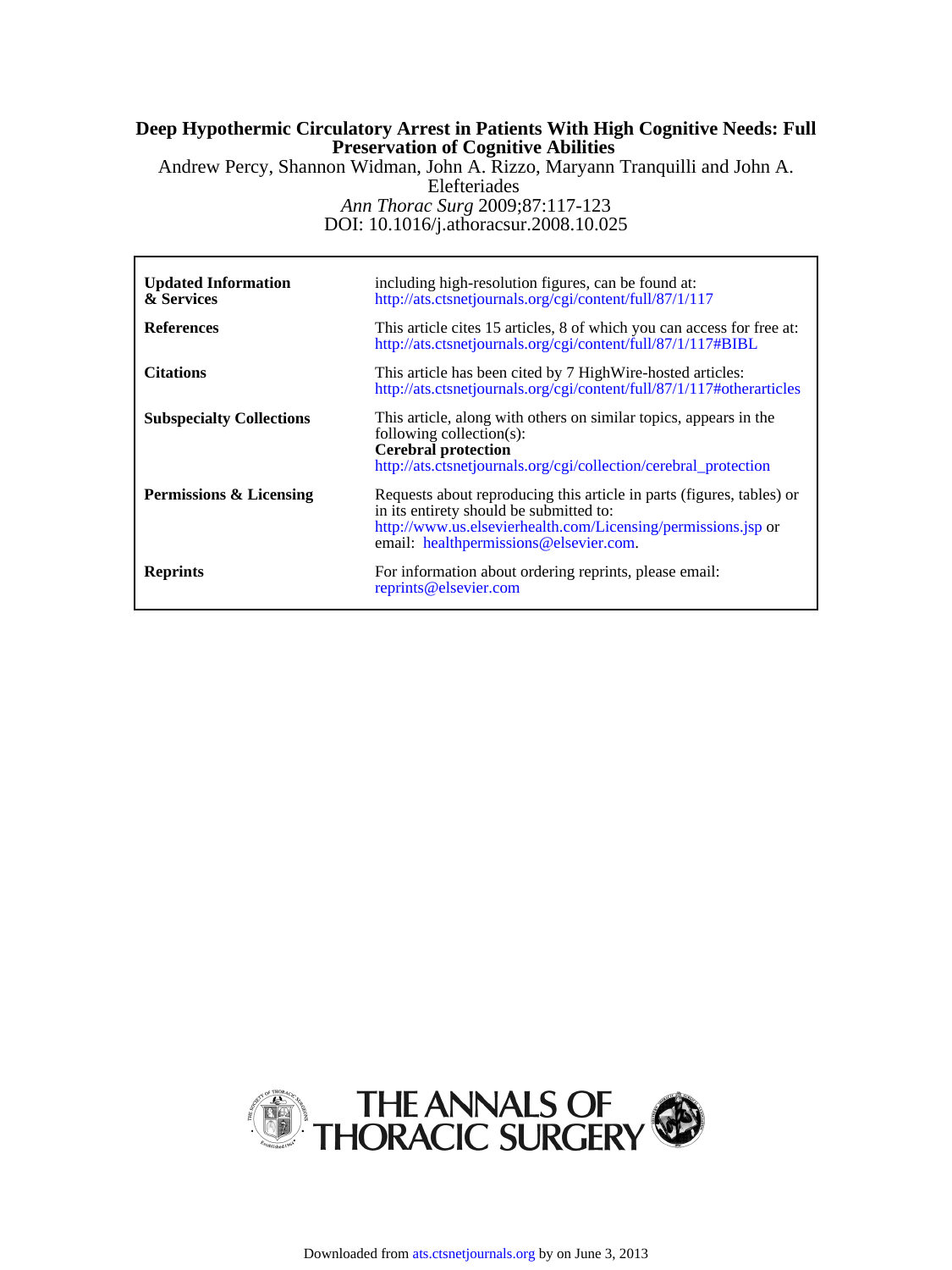**Deep Hypothermic Circulatory Arrest in Patients With High Cognitive Needs: Full Preservation of Cognitive Abilities**

Andrew Percy, Shannon Widman, John A. Rizzo, Maryann Tranquilli and John A. Elefteriades

*Ann Thorac Surg* 2009;87:117-123

DOI: 10.1016/j.athoracsur.2008.10.025

| | |
|---|---|
| **Updated Information & Services** | including high-resolution figures, can be found at: http://ats.ctsnetjournals.org/cgi/content/full/87/1/117 |
| **References** | This article cites 15 articles, 8 of which you can access for free at: http://ats.ctsnetjournals.org/cgi/content/full/87/1/117#BIBL |
| **Citations** | This article has been cited by 7 HighWire-hosted articles: http://ats.ctsnetjournals.org/cgi/content/full/87/1/117#otherarticles |
| **Subspecialty Collections** | This article, along with others on similar topics, appears in the following collection(s): **Cerebral protection** http://ats.ctsnetjournals.org/cgi/collection/cerebral_protection |
| **Permissions & Licensing** | Requests about reproducing this article in parts (figures, tables) or in its entirety should be submitted to: http://www.us.elsevierhealth.com/Licensing/permissions.jsp or email: healthpermissions@elsevier.com. |
| **Reprints** | For information about ordering reprints, please email: reprints@elsevier.com |

THE ANNALS OF THORACIC SURGERY

Downloaded from ats.ctsnetjournals.org by on June 3, 2013